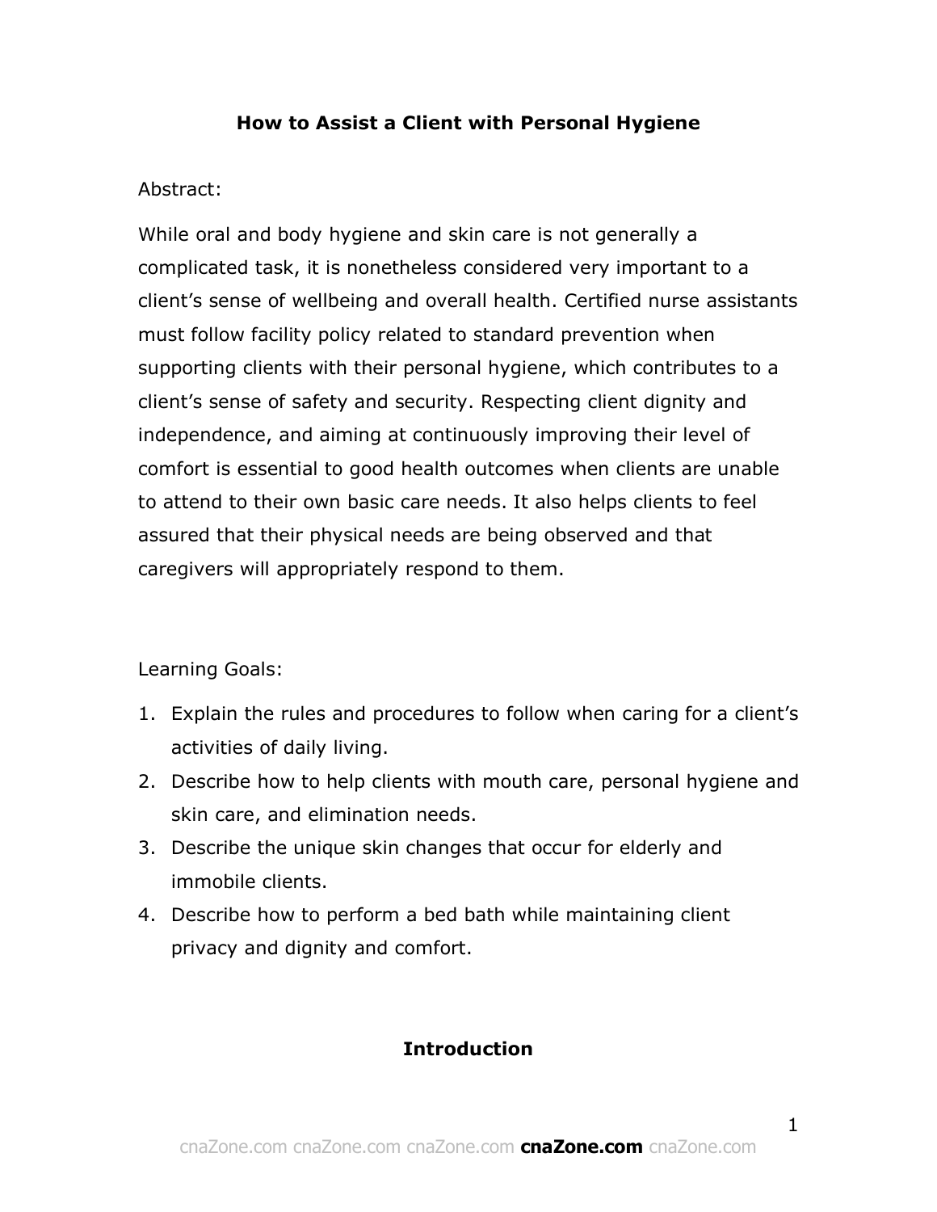# How to Assist a Client with Personal Hygiene

Abstract:

While oral and body hygiene and skin care is not generally a complicated task, it is nonetheless considered very important to a client's sense of wellbeing and overall health. Certified nurse assistants must follow facility policy related to standard prevention when supporting clients with their personal hygiene, which contributes to a client's sense of safety and security. Respecting client dignity and independence, and aiming at continuously improving their level of comfort is essential to good health outcomes when clients are unable to attend to their own basic care needs. It also helps clients to feel assured that their physical needs are being observed and that caregivers will appropriately respond to them.

Learning Goals:

1. Explain the rules and procedures to follow when caring for a client's activities of daily living.
2. Describe how to help clients with mouth care, personal hygiene and skin care, and elimination needs.
3. Describe the unique skin changes that occur for elderly and immobile clients.
4. Describe how to perform a bed bath while maintaining client privacy and dignity and comfort.

## Introduction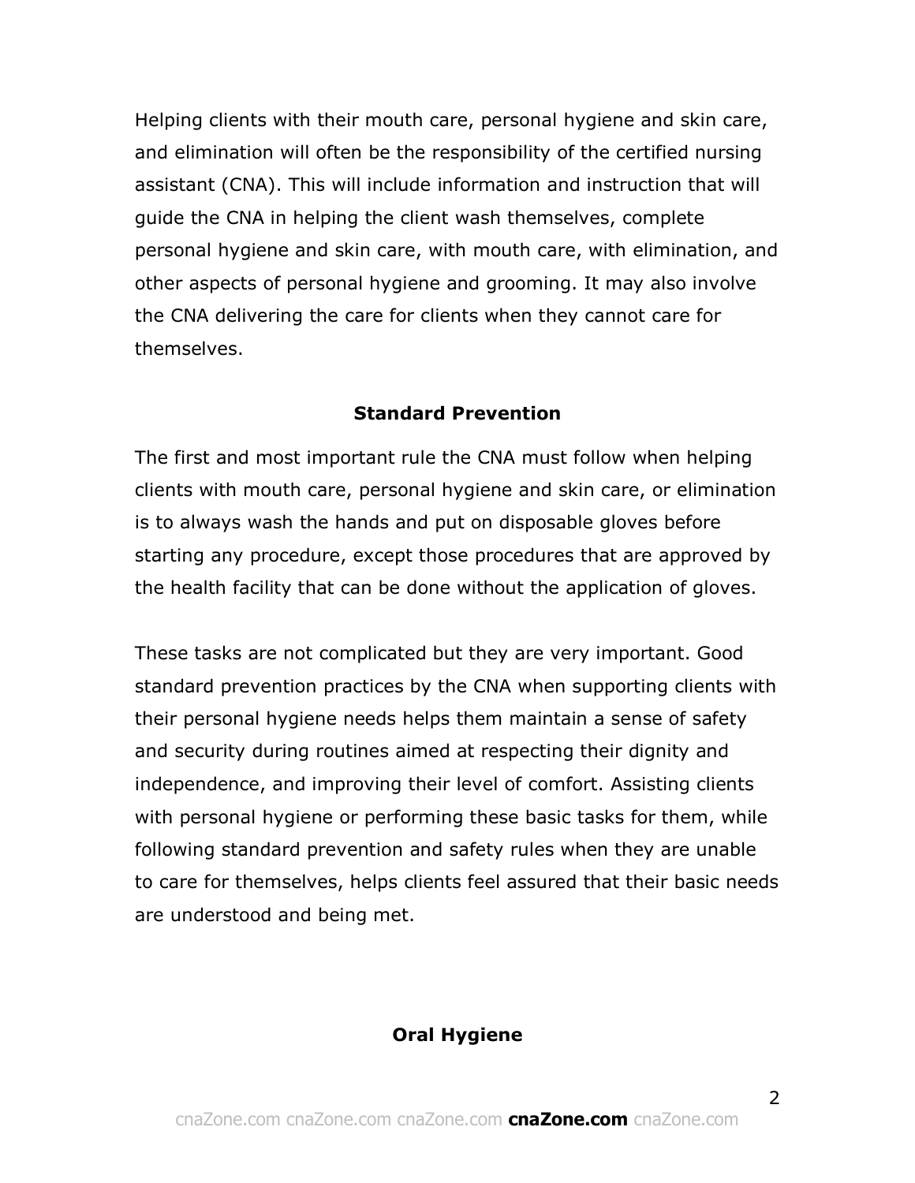Helping clients with their mouth care, personal hygiene and skin care, and elimination will often be the responsibility of the certified nursing assistant (CNA). This will include information and instruction that will guide the CNA in helping the client wash themselves, complete personal hygiene and skin care, with mouth care, with elimination, and other aspects of personal hygiene and grooming. It may also involve the CNA delivering the care for clients when they cannot care for themselves.

## Standard Prevention

The first and most important rule the CNA must follow when helping clients with mouth care, personal hygiene and skin care, or elimination is to always wash the hands and put on disposable gloves before starting any procedure, except those procedures that are approved by the health facility that can be done without the application of gloves.

These tasks are not complicated but they are very important. Good standard prevention practices by the CNA when supporting clients with their personal hygiene needs helps them maintain a sense of safety and security during routines aimed at respecting their dignity and independence, and improving their level of comfort. Assisting clients with personal hygiene or performing these basic tasks for them, while following standard prevention and safety rules when they are unable to care for themselves, helps clients feel assured that their basic needs are understood and being met.

## Oral Hygiene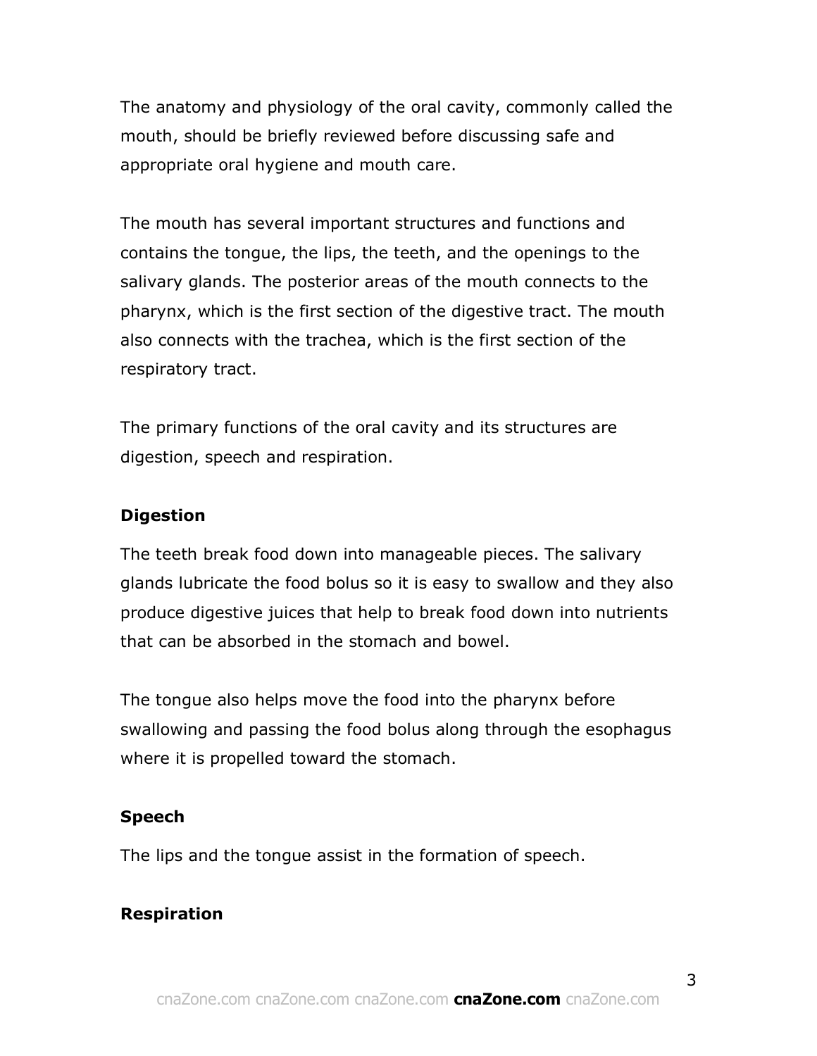The anatomy and physiology of the oral cavity, commonly called the mouth, should be briefly reviewed before discussing safe and appropriate oral hygiene and mouth care.

The mouth has several important structures and functions and contains the tongue, the lips, the teeth, and the openings to the salivary glands. The posterior areas of the mouth connects to the pharynx, which is the first section of the digestive tract. The mouth also connects with the trachea, which is the first section of the respiratory tract.

The primary functions of the oral cavity and its structures are digestion, speech and respiration.

**Digestion**

The teeth break food down into manageable pieces. The salivary glands lubricate the food bolus so it is easy to swallow and they also produce digestive juices that help to break food down into nutrients that can be absorbed in the stomach and bowel.

The tongue also helps move the food into the pharynx before swallowing and passing the food bolus along through the esophagus where it is propelled toward the stomach.

**Speech**

The lips and the tongue assist in the formation of speech.

**Respiration**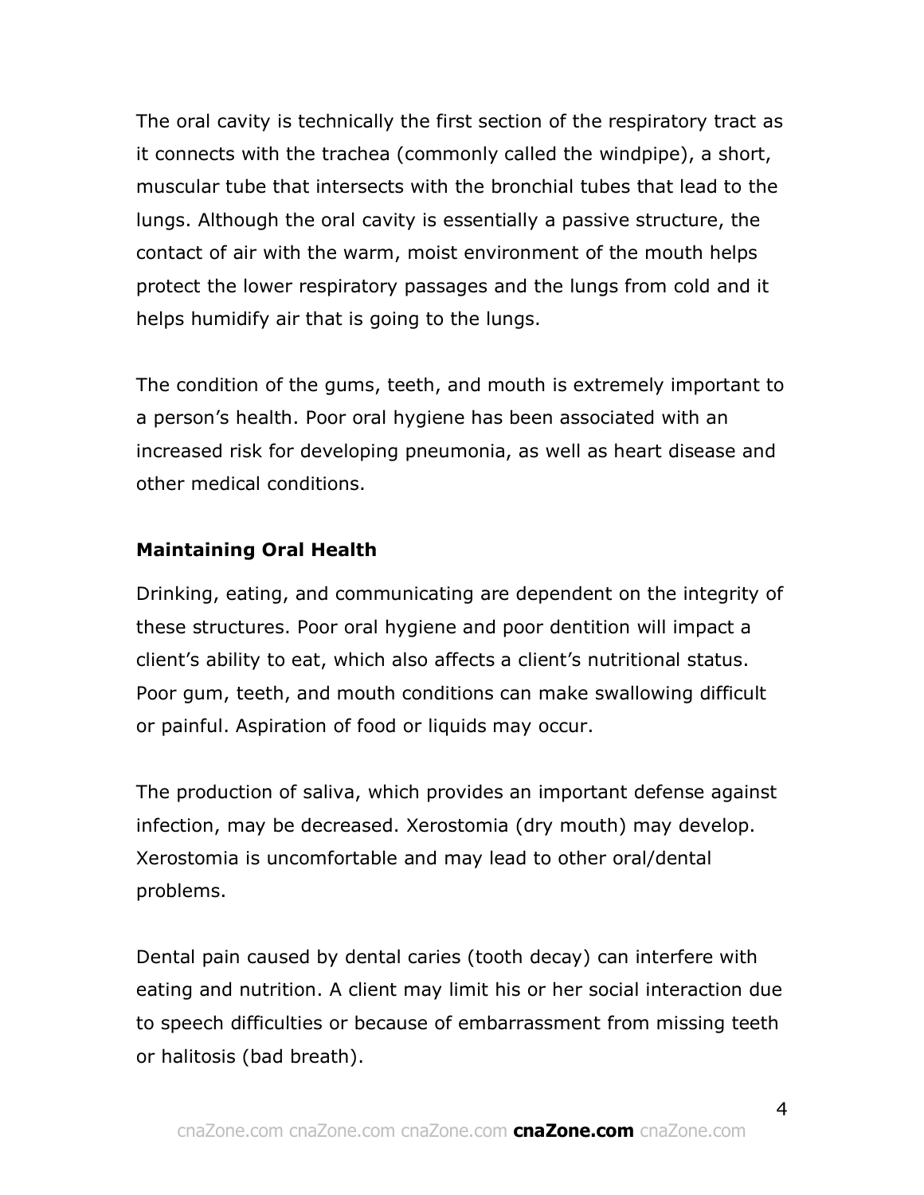The oral cavity is technically the first section of the respiratory tract as it connects with the trachea (commonly called the windpipe), a short, muscular tube that intersects with the bronchial tubes that lead to the lungs. Although the oral cavity is essentially a passive structure, the contact of air with the warm, moist environment of the mouth helps protect the lower respiratory passages and the lungs from cold and it helps humidify air that is going to the lungs.

The condition of the gums, teeth, and mouth is extremely important to a person's health. Poor oral hygiene has been associated with an increased risk for developing pneumonia, as well as heart disease and other medical conditions.

**Maintaining Oral Health**

Drinking, eating, and communicating are dependent on the integrity of these structures. Poor oral hygiene and poor dentition will impact a client's ability to eat, which also affects a client's nutritional status. Poor gum, teeth, and mouth conditions can make swallowing difficult or painful. Aspiration of food or liquids may occur.

The production of saliva, which provides an important defense against infection, may be decreased. Xerostomia (dry mouth) may develop. Xerostomia is uncomfortable and may lead to other oral/dental problems.

Dental pain caused by dental caries (tooth decay) can interfere with eating and nutrition. A client may limit his or her social interaction due to speech difficulties or because of embarrassment from missing teeth or halitosis (bad breath).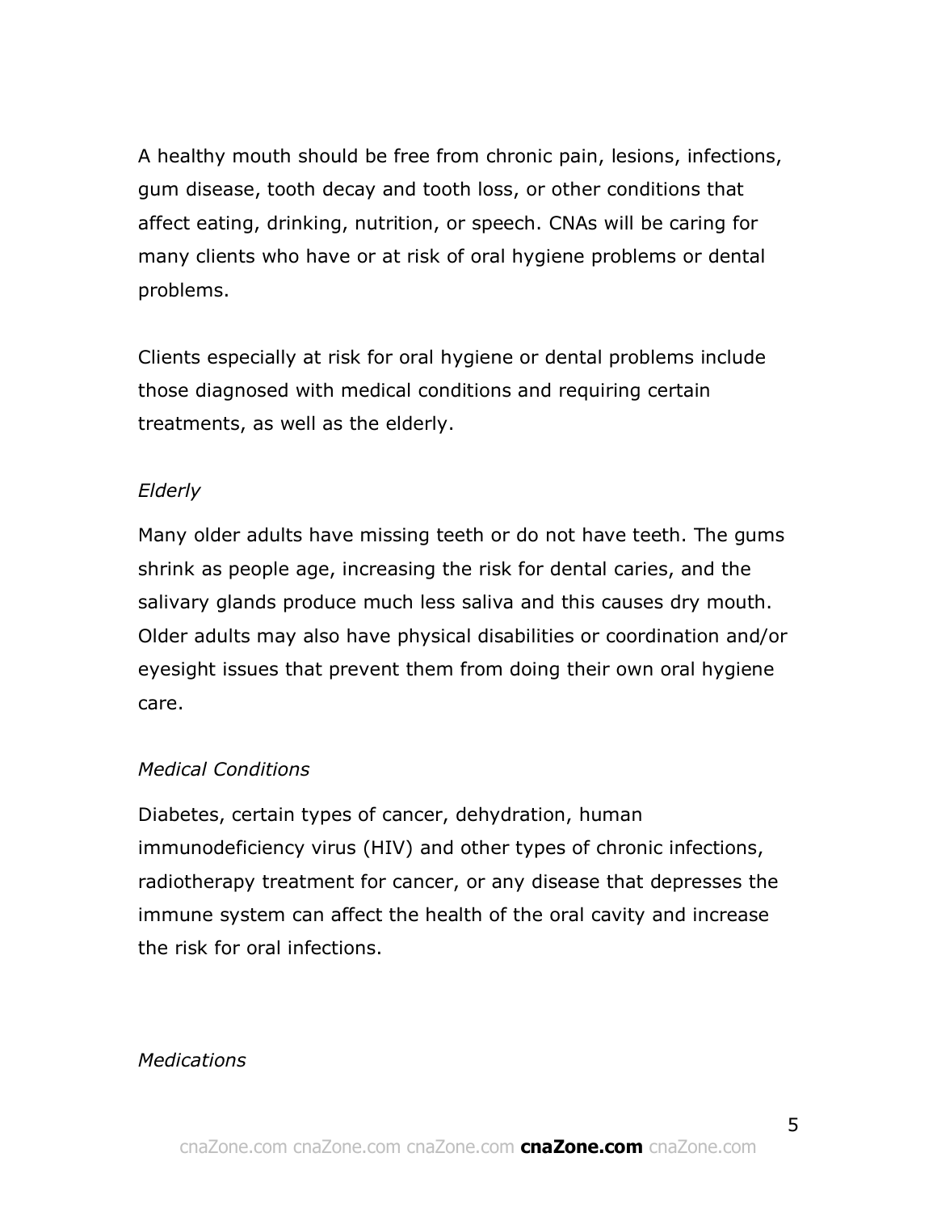A healthy mouth should be free from chronic pain, lesions, infections, gum disease, tooth decay and tooth loss, or other conditions that affect eating, drinking, nutrition, or speech. CNAs will be caring for many clients who have or at risk of oral hygiene problems or dental problems.

Clients especially at risk for oral hygiene or dental problems include those diagnosed with medical conditions and requiring certain treatments, as well as the elderly.

*Elderly*

Many older adults have missing teeth or do not have teeth. The gums shrink as people age, increasing the risk for dental caries, and the salivary glands produce much less saliva and this causes dry mouth. Older adults may also have physical disabilities or coordination and/or eyesight issues that prevent them from doing their own oral hygiene care.

*Medical Conditions*

Diabetes, certain types of cancer, dehydration, human immunodeficiency virus (HIV) and other types of chronic infections, radiotherapy treatment for cancer, or any disease that depresses the immune system can affect the health of the oral cavity and increase the risk for oral infections.

*Medications*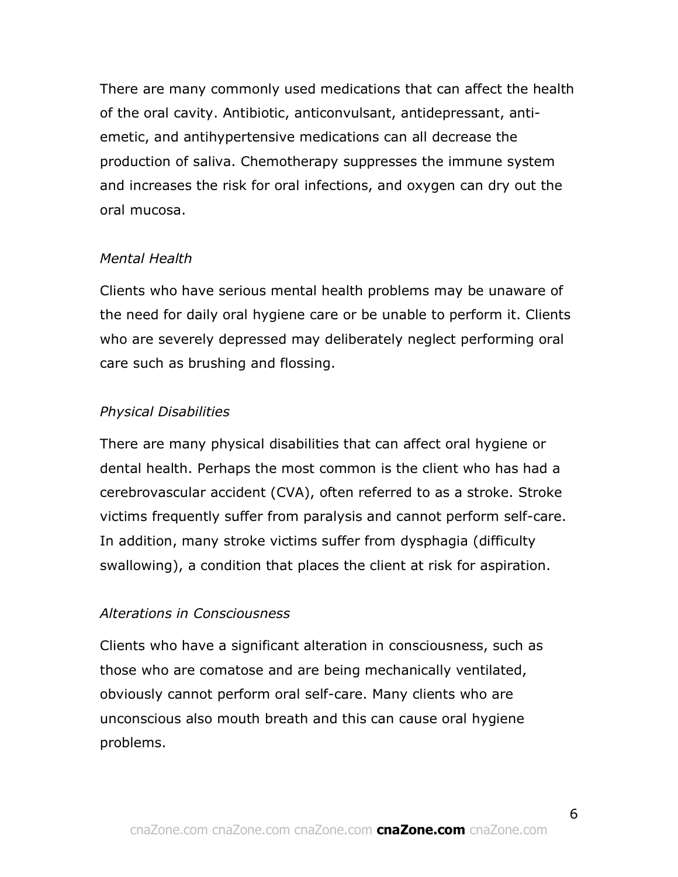There are many commonly used medications that can affect the health of the oral cavity. Antibiotic, anticonvulsant, antidepressant, anti-emetic, and antihypertensive medications can all decrease the production of saliva. Chemotherapy suppresses the immune system and increases the risk for oral infections, and oxygen can dry out the oral mucosa.

*Mental Health*

Clients who have serious mental health problems may be unaware of the need for daily oral hygiene care or be unable to perform it. Clients who are severely depressed may deliberately neglect performing oral care such as brushing and flossing.

*Physical Disabilities*

There are many physical disabilities that can affect oral hygiene or dental health. Perhaps the most common is the client who has had a cerebrovascular accident (CVA), often referred to as a stroke. Stroke victims frequently suffer from paralysis and cannot perform self-care. In addition, many stroke victims suffer from dysphagia (difficulty swallowing), a condition that places the client at risk for aspiration.

*Alterations in Consciousness*

Clients who have a significant alteration in consciousness, such as those who are comatose and are being mechanically ventilated, obviously cannot perform oral self-care. Many clients who are unconscious also mouth breath and this can cause oral hygiene problems.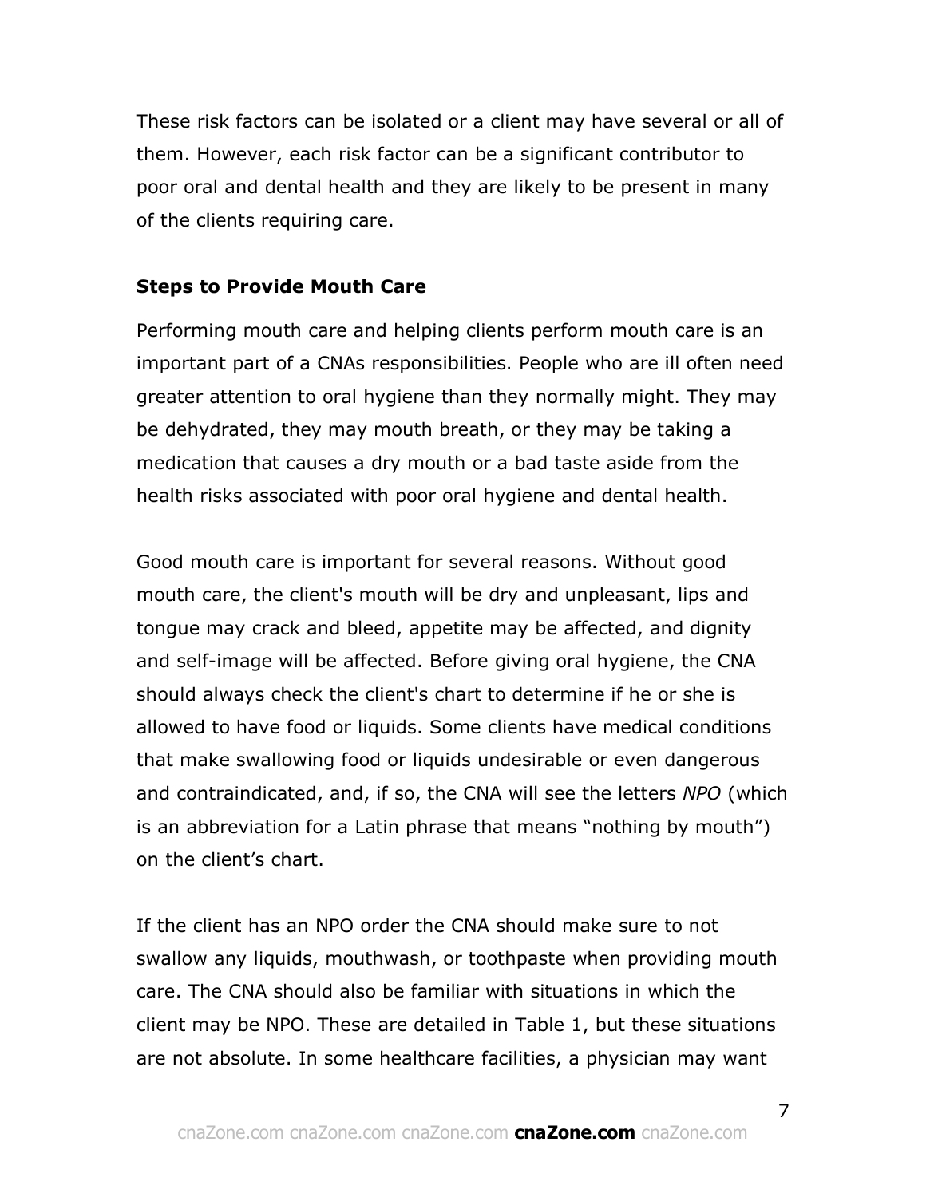These risk factors can be isolated or a client may have several or all of them. However, each risk factor can be a significant contributor to poor oral and dental health and they are likely to be present in many of the clients requiring care.

**Steps to Provide Mouth Care**

Performing mouth care and helping clients perform mouth care is an important part of a CNAs responsibilities. People who are ill often need greater attention to oral hygiene than they normally might. They may be dehydrated, they may mouth breath, or they may be taking a medication that causes a dry mouth or a bad taste aside from the health risks associated with poor oral hygiene and dental health.

Good mouth care is important for several reasons. Without good mouth care, the client's mouth will be dry and unpleasant, lips and tongue may crack and bleed, appetite may be affected, and dignity and self-image will be affected. Before giving oral hygiene, the CNA should always check the client's chart to determine if he or she is allowed to have food or liquids. Some clients have medical conditions that make swallowing food or liquids undesirable or even dangerous and contraindicated, and, if so, the CNA will see the letters *NPO* (which is an abbreviation for a Latin phrase that means "nothing by mouth") on the client's chart.

If the client has an NPO order the CNA should make sure to not swallow any liquids, mouthwash, or toothpaste when providing mouth care. The CNA should also be familiar with situations in which the client may be NPO. These are detailed in Table 1, but these situations are not absolute. In some healthcare facilities, a physician may want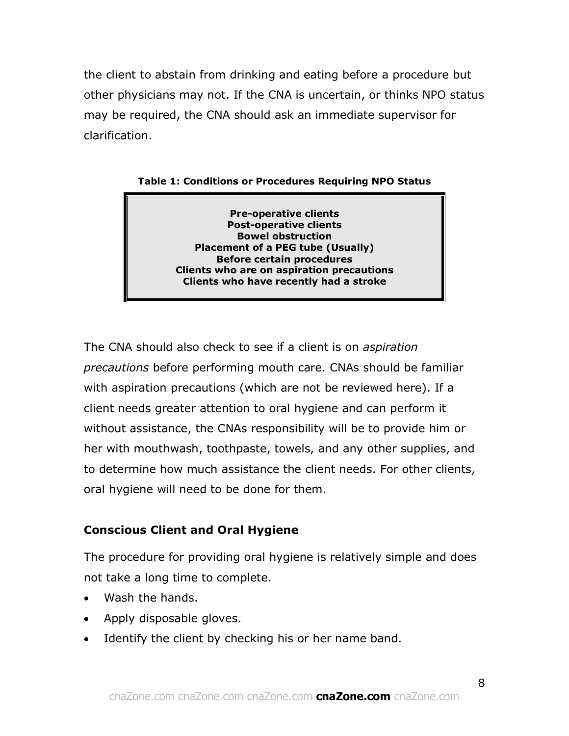the client to abstain from drinking and eating before a procedure but other physicians may not. If the CNA is uncertain, or thinks NPO status may be required, the CNA should ask an immediate supervisor for clarification.

**Table 1: Conditions or Procedures Requiring NPO Status**

| **Conditions or Procedures Requiring NPO Status** |
|---|
| **Pre-operative clients** |
| **Post-operative clients** |
| **Bowel obstruction** |
| **Placement of a PEG tube (Usually)** |
| **Before certain procedures** |
| **Clients who are on aspiration precautions** |
| **Clients who have recently had a stroke** |

The CNA should also check to see if a client is on *aspiration precautions* before performing mouth care. CNAs should be familiar with aspiration precautions (which are not be reviewed here). If a client needs greater attention to oral hygiene and can perform it without assistance, the CNAs responsibility will be to provide him or her with mouthwash, toothpaste, towels, and any other supplies, and to determine how much assistance the client needs. For other clients, oral hygiene will need to be done for them.

### Conscious Client and Oral Hygiene

The procedure for providing oral hygiene is relatively simple and does not take a long time to complete.

- Wash the hands.
- Apply disposable gloves.
- Identify the client by checking his or her name band.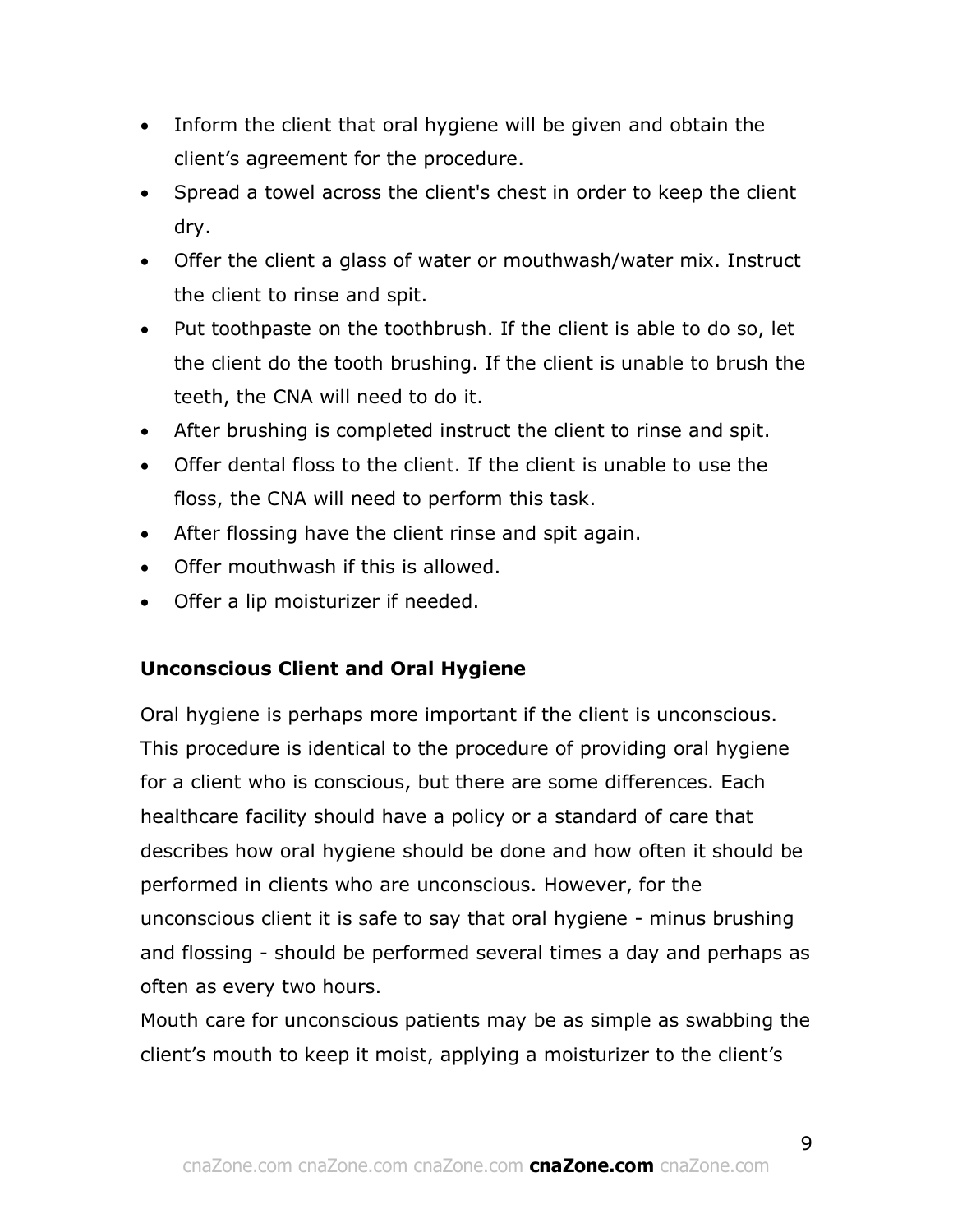- Inform the client that oral hygiene will be given and obtain the client's agreement for the procedure.
- Spread a towel across the client's chest in order to keep the client dry.
- Offer the client a glass of water or mouthwash/water mix. Instruct the client to rinse and spit.
- Put toothpaste on the toothbrush. If the client is able to do so, let the client do the tooth brushing. If the client is unable to brush the teeth, the CNA will need to do it.
- After brushing is completed instruct the client to rinse and spit.
- Offer dental floss to the client. If the client is unable to use the floss, the CNA will need to perform this task.
- After flossing have the client rinse and spit again.
- Offer mouthwash if this is allowed.
- Offer a lip moisturizer if needed.

**Unconscious Client and Oral Hygiene**

Oral hygiene is perhaps more important if the client is unconscious. This procedure is identical to the procedure of providing oral hygiene for a client who is conscious, but there are some differences. Each healthcare facility should have a policy or a standard of care that describes how oral hygiene should be done and how often it should be performed in clients who are unconscious. However, for the unconscious client it is safe to say that oral hygiene - minus brushing and flossing - should be performed several times a day and perhaps as often as every two hours.

Mouth care for unconscious patients may be as simple as swabbing the client's mouth to keep it moist, applying a moisturizer to the client's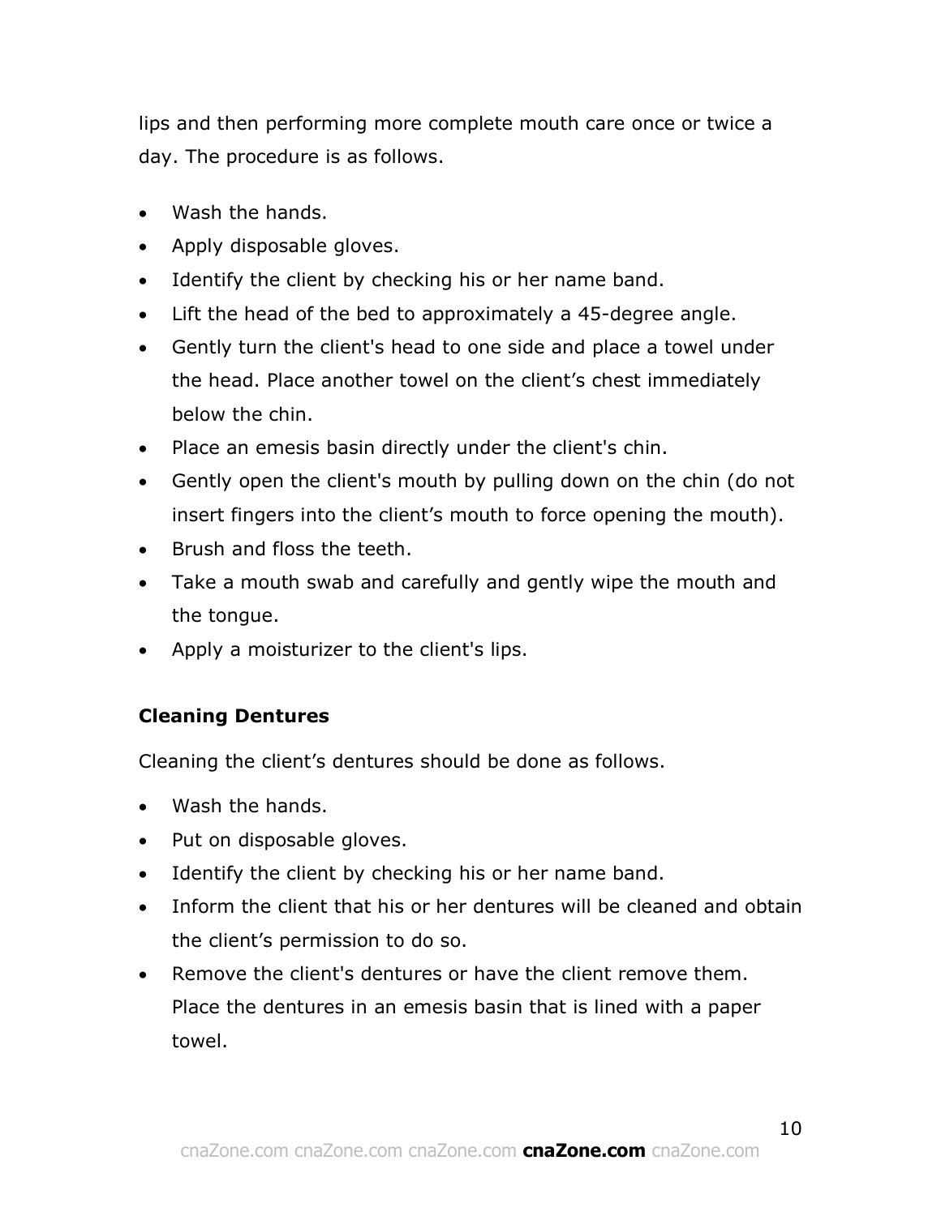lips and then performing more complete mouth care once or twice a day. The procedure is as follows.

- Wash the hands.
- Apply disposable gloves.
- Identify the client by checking his or her name band.
- Lift the head of the bed to approximately a 45-degree angle.
- Gently turn the client's head to one side and place a towel under the head. Place another towel on the client's chest immediately below the chin.
- Place an emesis basin directly under the client's chin.
- Gently open the client's mouth by pulling down on the chin (do not insert fingers into the client's mouth to force opening the mouth).
- Brush and floss the teeth.
- Take a mouth swab and carefully and gently wipe the mouth and the tongue.
- Apply a moisturizer to the client's lips.

**Cleaning Dentures**

Cleaning the client's dentures should be done as follows.

- Wash the hands.
- Put on disposable gloves.
- Identify the client by checking his or her name band.
- Inform the client that his or her dentures will be cleaned and obtain the client's permission to do so.
- Remove the client's dentures or have the client remove them. Place the dentures in an emesis basin that is lined with a paper towel.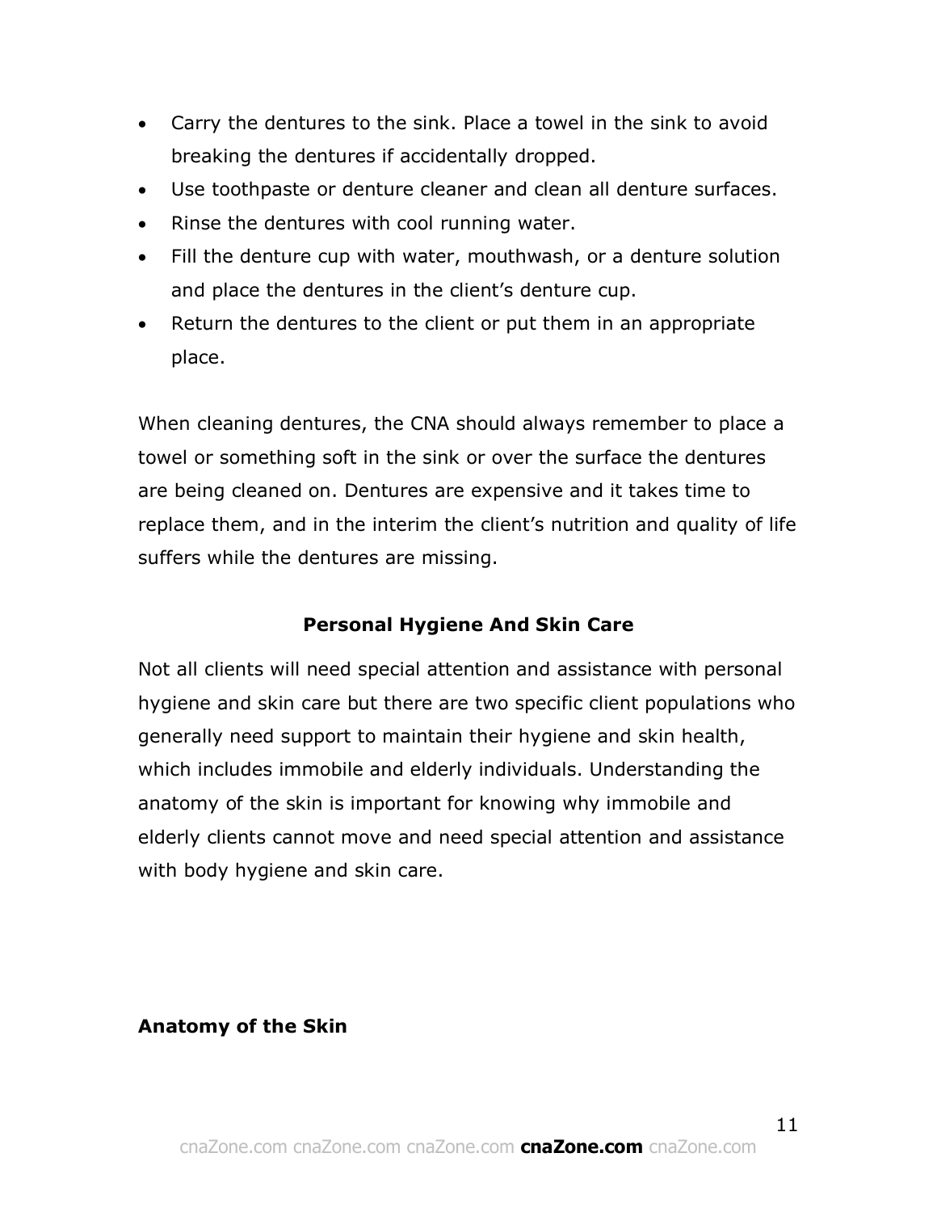- Carry the dentures to the sink. Place a towel in the sink to avoid breaking the dentures if accidentally dropped.
- Use toothpaste or denture cleaner and clean all denture surfaces.
- Rinse the dentures with cool running water.
- Fill the denture cup with water, mouthwash, or a denture solution and place the dentures in the client's denture cup.
- Return the dentures to the client or put them in an appropriate place.

When cleaning dentures, the CNA should always remember to place a towel or something soft in the sink or over the surface the dentures are being cleaned on. Dentures are expensive and it takes time to replace them, and in the interim the client's nutrition and quality of life suffers while the dentures are missing.

## Personal Hygiene And Skin Care

Not all clients will need special attention and assistance with personal hygiene and skin care but there are two specific client populations who generally need support to maintain their hygiene and skin health, which includes immobile and elderly individuals. Understanding the anatomy of the skin is important for knowing why immobile and elderly clients cannot move and need special attention and assistance with body hygiene and skin care.

### Anatomy of the Skin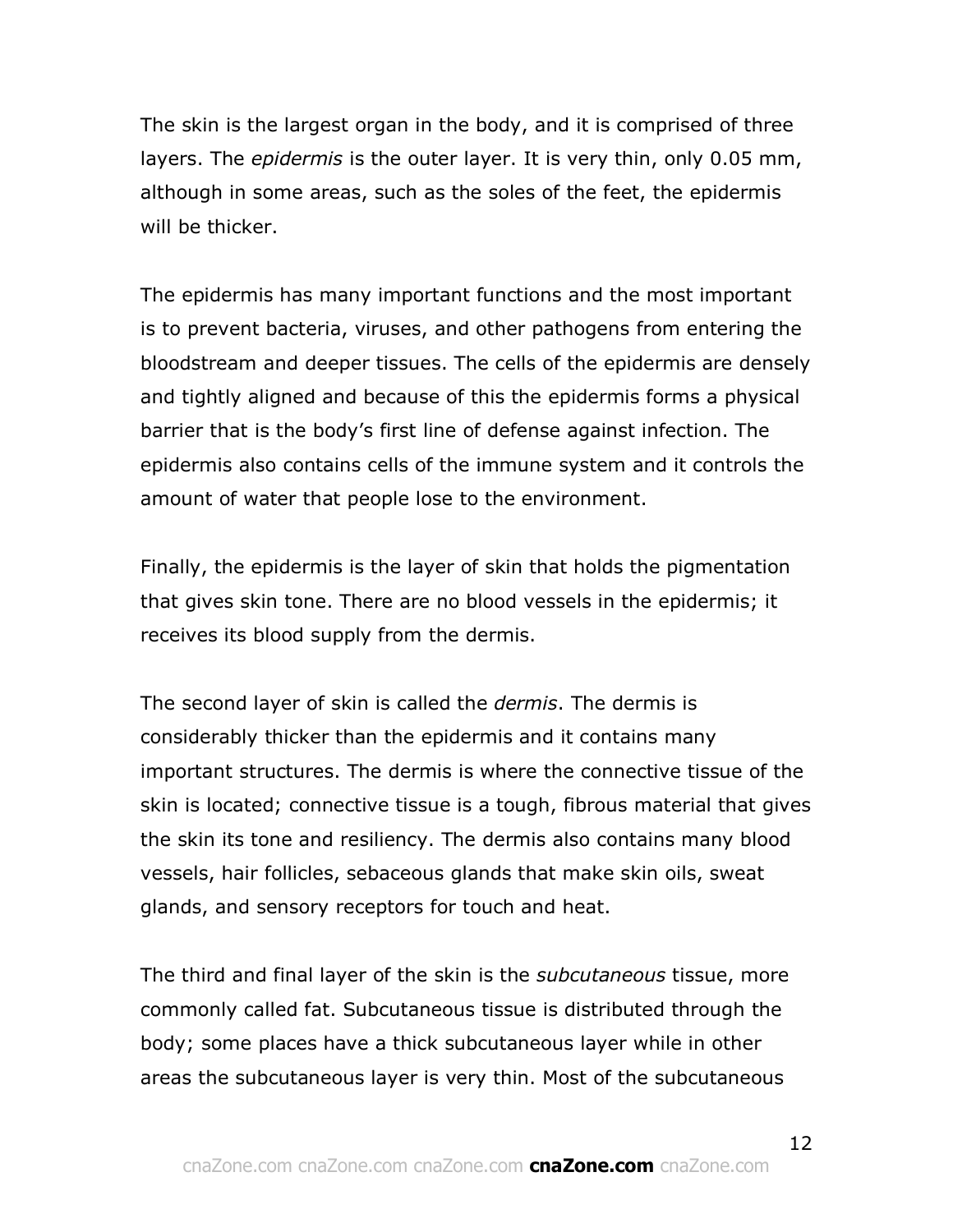The skin is the largest organ in the body, and it is comprised of three layers. The *epidermis* is the outer layer. It is very thin, only 0.05 mm, although in some areas, such as the soles of the feet, the epidermis will be thicker.

The epidermis has many important functions and the most important is to prevent bacteria, viruses, and other pathogens from entering the bloodstream and deeper tissues. The cells of the epidermis are densely and tightly aligned and because of this the epidermis forms a physical barrier that is the body's first line of defense against infection. The epidermis also contains cells of the immune system and it controls the amount of water that people lose to the environment.

Finally, the epidermis is the layer of skin that holds the pigmentation that gives skin tone. There are no blood vessels in the epidermis; it receives its blood supply from the dermis.

The second layer of skin is called the *dermis*. The dermis is considerably thicker than the epidermis and it contains many important structures. The dermis is where the connective tissue of the skin is located; connective tissue is a tough, fibrous material that gives the skin its tone and resiliency. The dermis also contains many blood vessels, hair follicles, sebaceous glands that make skin oils, sweat glands, and sensory receptors for touch and heat.

The third and final layer of the skin is the *subcutaneous* tissue, more commonly called fat. Subcutaneous tissue is distributed through the body; some places have a thick subcutaneous layer while in other areas the subcutaneous layer is very thin. Most of the subcutaneous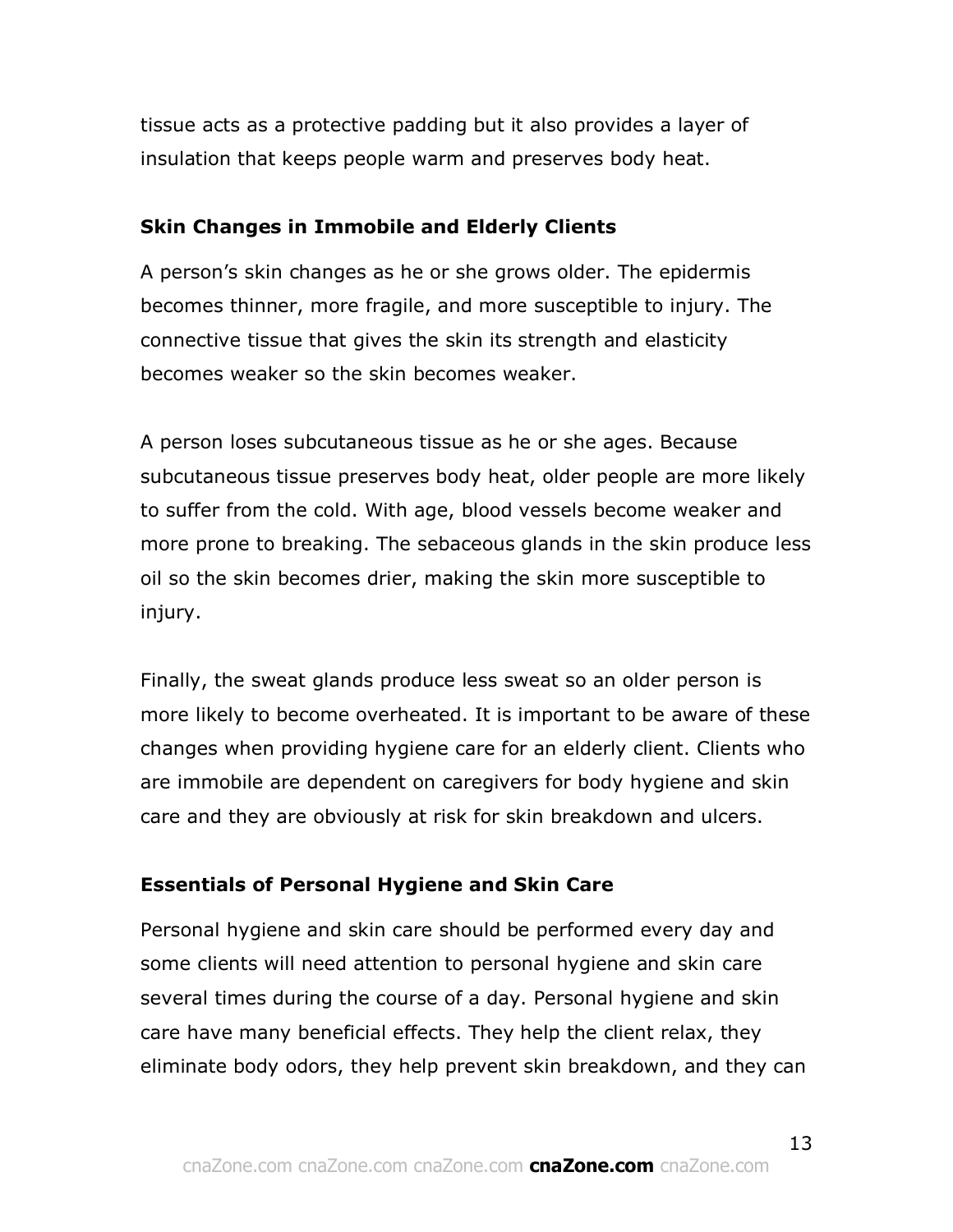tissue acts as a protective padding but it also provides a layer of insulation that keeps people warm and preserves body heat.

### Skin Changes in Immobile and Elderly Clients

A person's skin changes as he or she grows older. The epidermis becomes thinner, more fragile, and more susceptible to injury. The connective tissue that gives the skin its strength and elasticity becomes weaker so the skin becomes weaker.

A person loses subcutaneous tissue as he or she ages. Because subcutaneous tissue preserves body heat, older people are more likely to suffer from the cold. With age, blood vessels become weaker and more prone to breaking. The sebaceous glands in the skin produce less oil so the skin becomes drier, making the skin more susceptible to injury.

Finally, the sweat glands produce less sweat so an older person is more likely to become overheated. It is important to be aware of these changes when providing hygiene care for an elderly client. Clients who are immobile are dependent on caregivers for body hygiene and skin care and they are obviously at risk for skin breakdown and ulcers.

### Essentials of Personal Hygiene and Skin Care

Personal hygiene and skin care should be performed every day and some clients will need attention to personal hygiene and skin care several times during the course of a day. Personal hygiene and skin care have many beneficial effects. They help the client relax, they eliminate body odors, they help prevent skin breakdown, and they can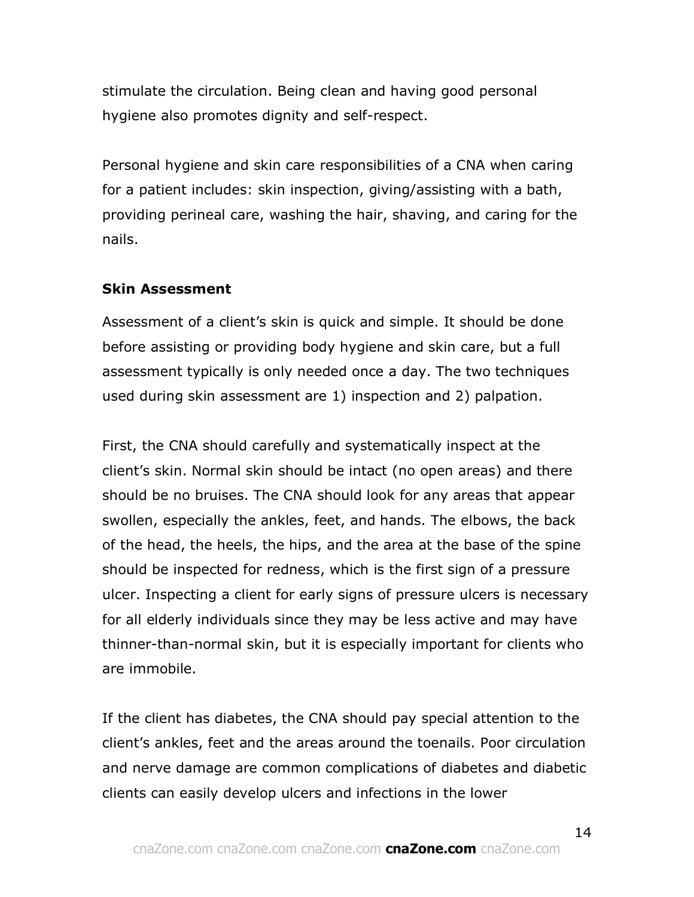stimulate the circulation. Being clean and having good personal hygiene also promotes dignity and self-respect.

Personal hygiene and skin care responsibilities of a CNA when caring for a patient includes: skin inspection, giving/assisting with a bath, providing perineal care, washing the hair, shaving, and caring for the nails.

**Skin Assessment**

Assessment of a client's skin is quick and simple. It should be done before assisting or providing body hygiene and skin care, but a full assessment typically is only needed once a day. The two techniques used during skin assessment are 1) inspection and 2) palpation.

First, the CNA should carefully and systematically inspect at the client's skin. Normal skin should be intact (no open areas) and there should be no bruises. The CNA should look for any areas that appear swollen, especially the ankles, feet, and hands. The elbows, the back of the head, the heels, the hips, and the area at the base of the spine should be inspected for redness, which is the first sign of a pressure ulcer. Inspecting a client for early signs of pressure ulcers is necessary for all elderly individuals since they may be less active and may have thinner-than-normal skin, but it is especially important for clients who are immobile.

If the client has diabetes, the CNA should pay special attention to the client's ankles, feet and the areas around the toenails. Poor circulation and nerve damage are common complications of diabetes and diabetic clients can easily develop ulcers and infections in the lower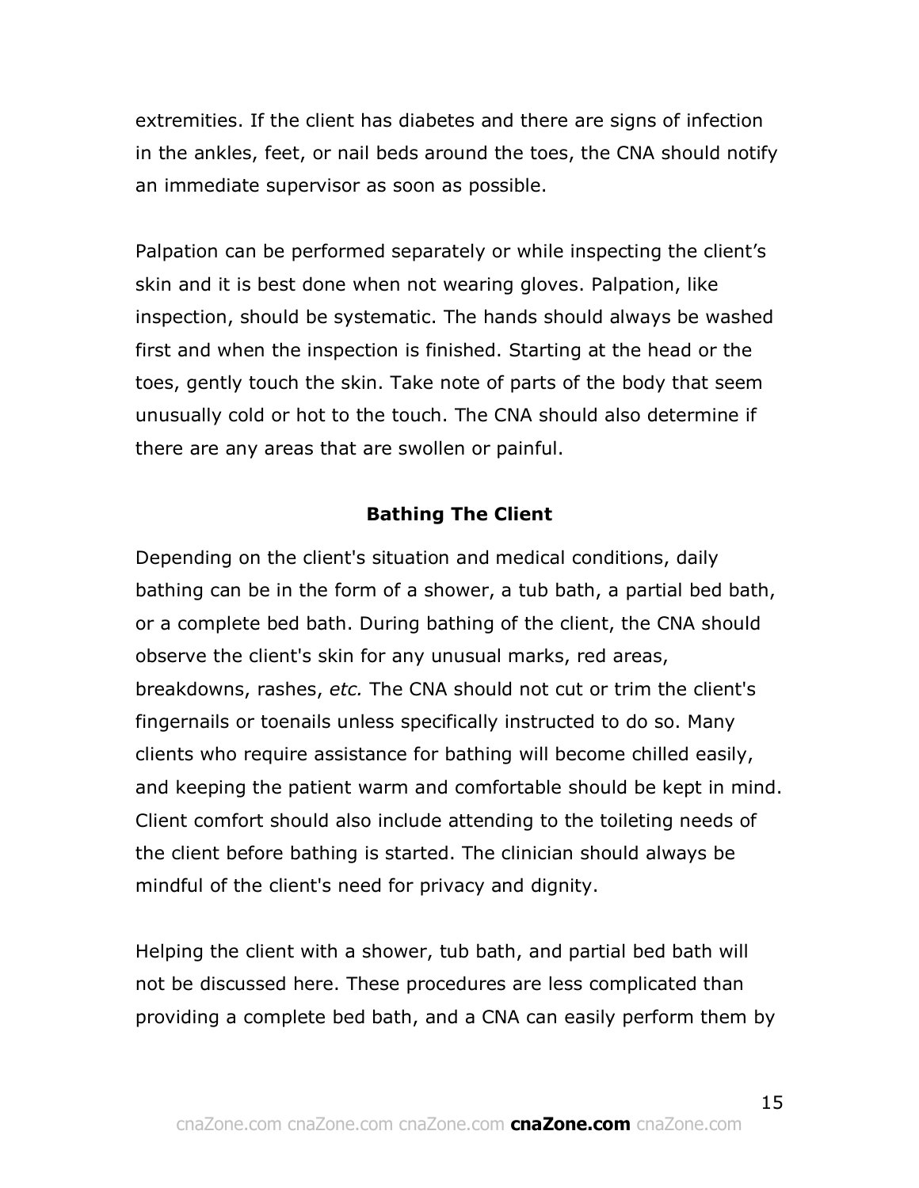extremities. If the client has diabetes and there are signs of infection in the ankles, feet, or nail beds around the toes, the CNA should notify an immediate supervisor as soon as possible.

Palpation can be performed separately or while inspecting the client's skin and it is best done when not wearing gloves. Palpation, like inspection, should be systematic. The hands should always be washed first and when the inspection is finished. Starting at the head or the toes, gently touch the skin. Take note of parts of the body that seem unusually cold or hot to the touch. The CNA should also determine if there are any areas that are swollen or painful.

## Bathing The Client

Depending on the client's situation and medical conditions, daily bathing can be in the form of a shower, a tub bath, a partial bed bath, or a complete bed bath. During bathing of the client, the CNA should observe the client's skin for any unusual marks, red areas, breakdowns, rashes, *etc.* The CNA should not cut or trim the client's fingernails or toenails unless specifically instructed to do so. Many clients who require assistance for bathing will become chilled easily, and keeping the patient warm and comfortable should be kept in mind. Client comfort should also include attending to the toileting needs of the client before bathing is started. The clinician should always be mindful of the client's need for privacy and dignity.

Helping the client with a shower, tub bath, and partial bed bath will not be discussed here. These procedures are less complicated than providing a complete bed bath, and a CNA can easily perform them by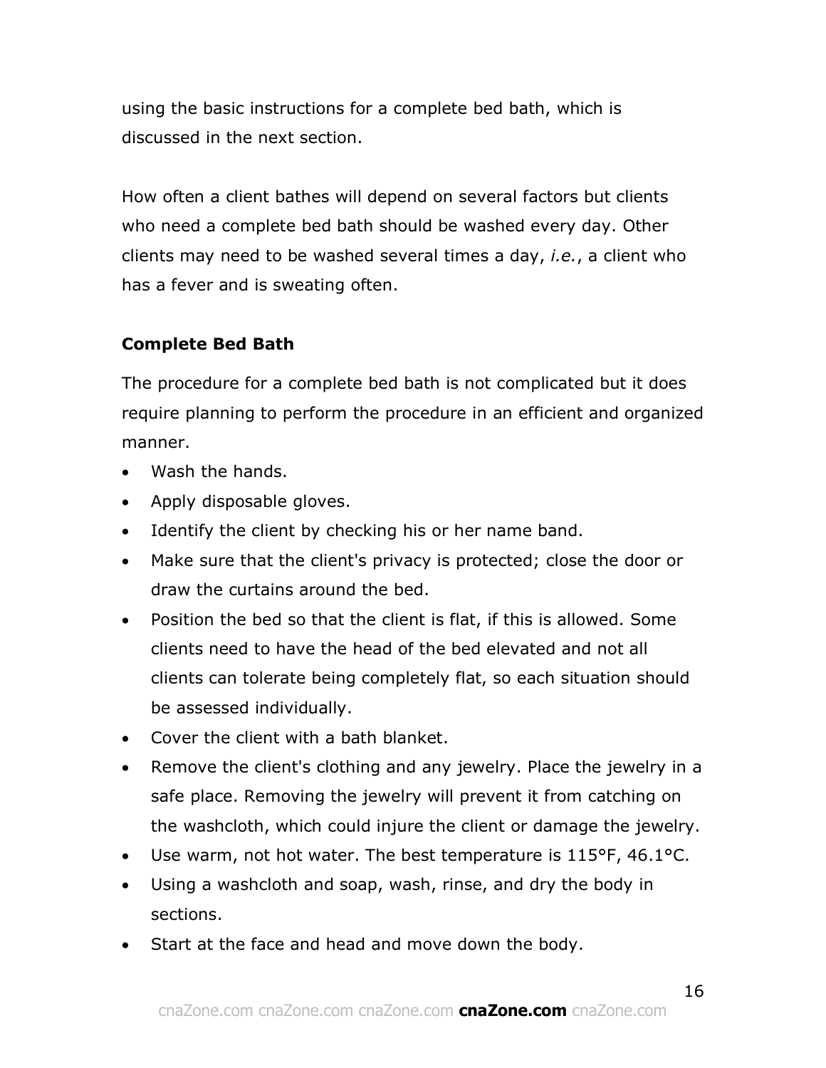using the basic instructions for a complete bed bath, which is discussed in the next section.

How often a client bathes will depend on several factors but clients who need a complete bed bath should be washed every day. Other clients may need to be washed several times a day, *i.e.*, a client who has a fever and is sweating often.

### Complete Bed Bath

The procedure for a complete bed bath is not complicated but it does require planning to perform the procedure in an efficient and organized manner.

- Wash the hands.
- Apply disposable gloves.
- Identify the client by checking his or her name band.
- Make sure that the client's privacy is protected; close the door or draw the curtains around the bed.
- Position the bed so that the client is flat, if this is allowed. Some clients need to have the head of the bed elevated and not all clients can tolerate being completely flat, so each situation should be assessed individually.
- Cover the client with a bath blanket.
- Remove the client's clothing and any jewelry. Place the jewelry in a safe place. Removing the jewelry will prevent it from catching on the washcloth, which could injure the client or damage the jewelry.
- Use warm, not hot water. The best temperature is 115°F, 46.1°C.
- Using a washcloth and soap, wash, rinse, and dry the body in sections.
- Start at the face and head and move down the body.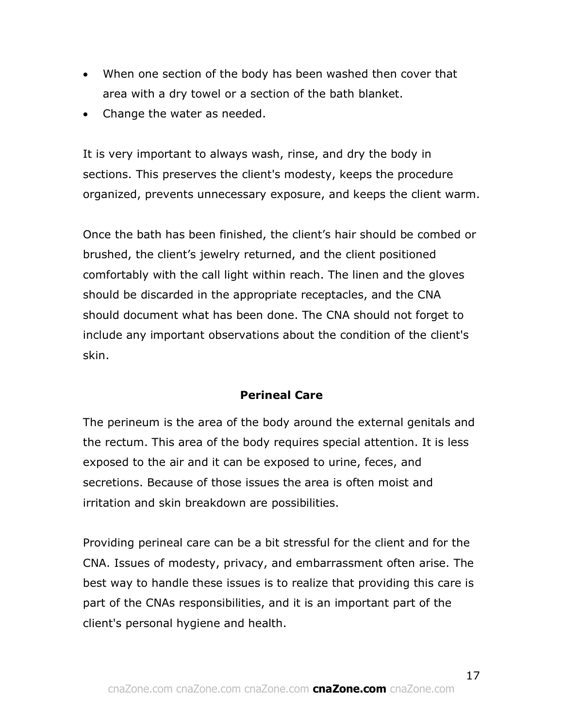- When one section of the body has been washed then cover that area with a dry towel or a section of the bath blanket.
- Change the water as needed.

It is very important to always wash, rinse, and dry the body in sections. This preserves the client's modesty, keeps the procedure organized, prevents unnecessary exposure, and keeps the client warm.

Once the bath has been finished, the client's hair should be combed or brushed, the client's jewelry returned, and the client positioned comfortably with the call light within reach. The linen and the gloves should be discarded in the appropriate receptacles, and the CNA should document what has been done. The CNA should not forget to include any important observations about the condition of the client's skin.

## Perineal Care

The perineum is the area of the body around the external genitals and the rectum. This area of the body requires special attention. It is less exposed to the air and it can be exposed to urine, feces, and secretions. Because of those issues the area is often moist and irritation and skin breakdown are possibilities.

Providing perineal care can be a bit stressful for the client and for the CNA. Issues of modesty, privacy, and embarrassment often arise. The best way to handle these issues is to realize that providing this care is part of the CNAs responsibilities, and it is an important part of the client's personal hygiene and health.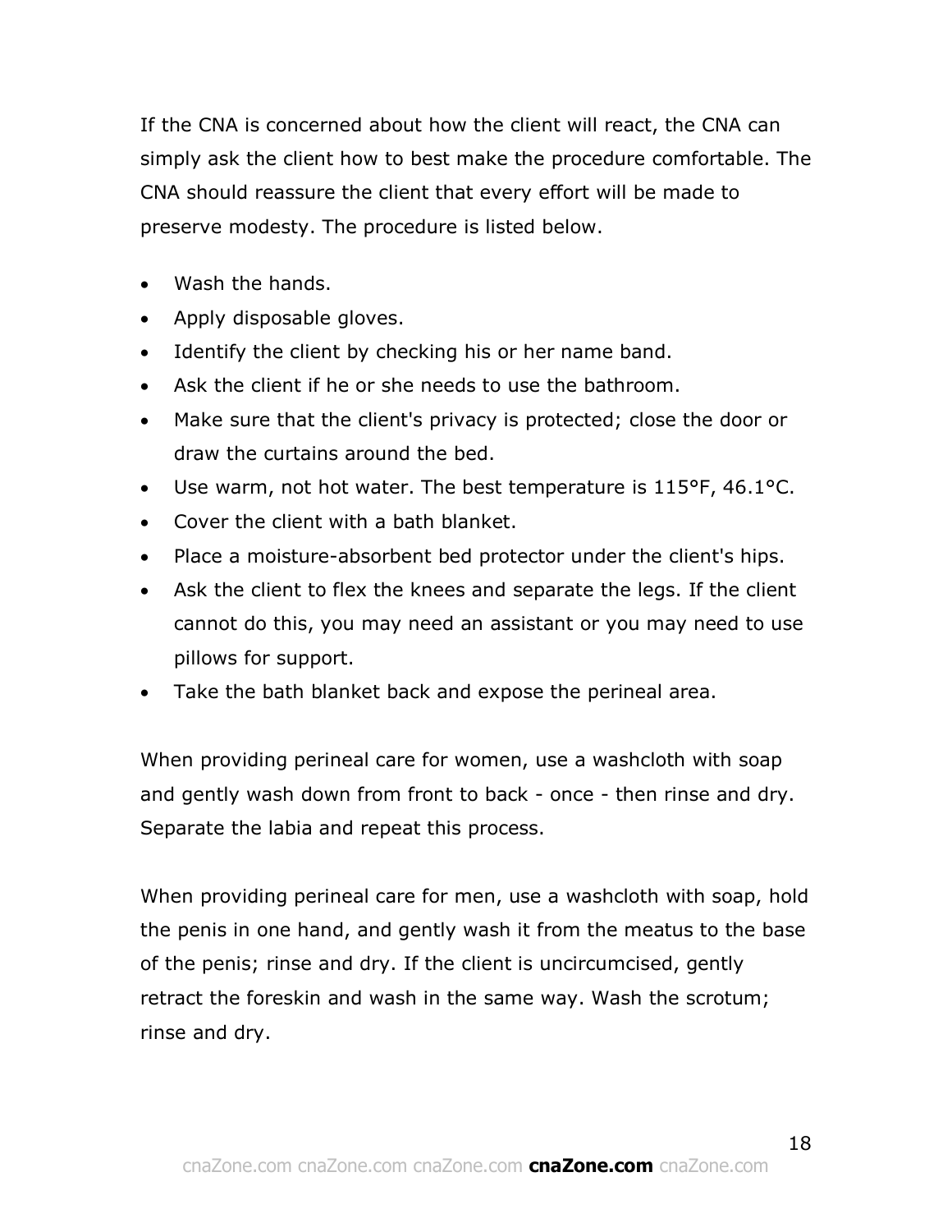If the CNA is concerned about how the client will react, the CNA can simply ask the client how to best make the procedure comfortable. The CNA should reassure the client that every effort will be made to preserve modesty. The procedure is listed below.

- Wash the hands.
- Apply disposable gloves.
- Identify the client by checking his or her name band.
- Ask the client if he or she needs to use the bathroom.
- Make sure that the client's privacy is protected; close the door or draw the curtains around the bed.
- Use warm, not hot water. The best temperature is 115°F, 46.1°C.
- Cover the client with a bath blanket.
- Place a moisture-absorbent bed protector under the client's hips.
- Ask the client to flex the knees and separate the legs. If the client cannot do this, you may need an assistant or you may need to use pillows for support.
- Take the bath blanket back and expose the perineal area.

When providing perineal care for women, use a washcloth with soap and gently wash down from front to back - once - then rinse and dry. Separate the labia and repeat this process.

When providing perineal care for men, use a washcloth with soap, hold the penis in one hand, and gently wash it from the meatus to the base of the penis; rinse and dry. If the client is uncircumcised, gently retract the foreskin and wash in the same way. Wash the scrotum; rinse and dry.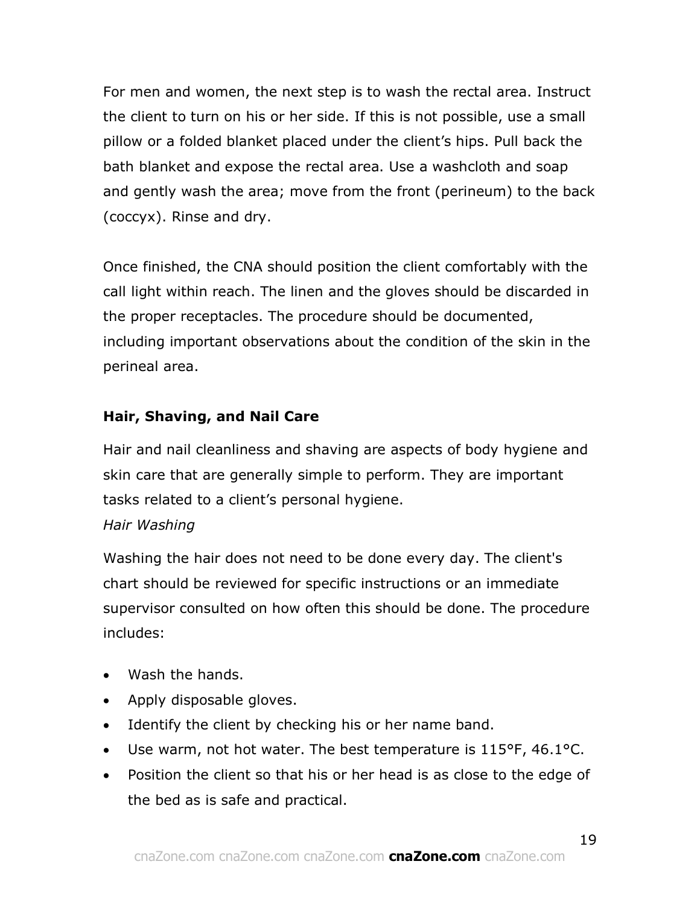For men and women, the next step is to wash the rectal area. Instruct the client to turn on his or her side. If this is not possible, use a small pillow or a folded blanket placed under the client's hips. Pull back the bath blanket and expose the rectal area. Use a washcloth and soap and gently wash the area; move from the front (perineum) to the back (coccyx). Rinse and dry.

Once finished, the CNA should position the client comfortably with the call light within reach. The linen and the gloves should be discarded in the proper receptacles. The procedure should be documented, including important observations about the condition of the skin in the perineal area.

## Hair, Shaving, and Nail Care

Hair and nail cleanliness and shaving are aspects of body hygiene and skin care that are generally simple to perform. They are important tasks related to a client's personal hygiene.

*Hair Washing*

Washing the hair does not need to be done every day. The client's chart should be reviewed for specific instructions or an immediate supervisor consulted on how often this should be done. The procedure includes:

- Wash the hands.
- Apply disposable gloves.
- Identify the client by checking his or her name band.
- Use warm, not hot water. The best temperature is 115°F, 46.1°C.
- Position the client so that his or her head is as close to the edge of the bed as is safe and practical.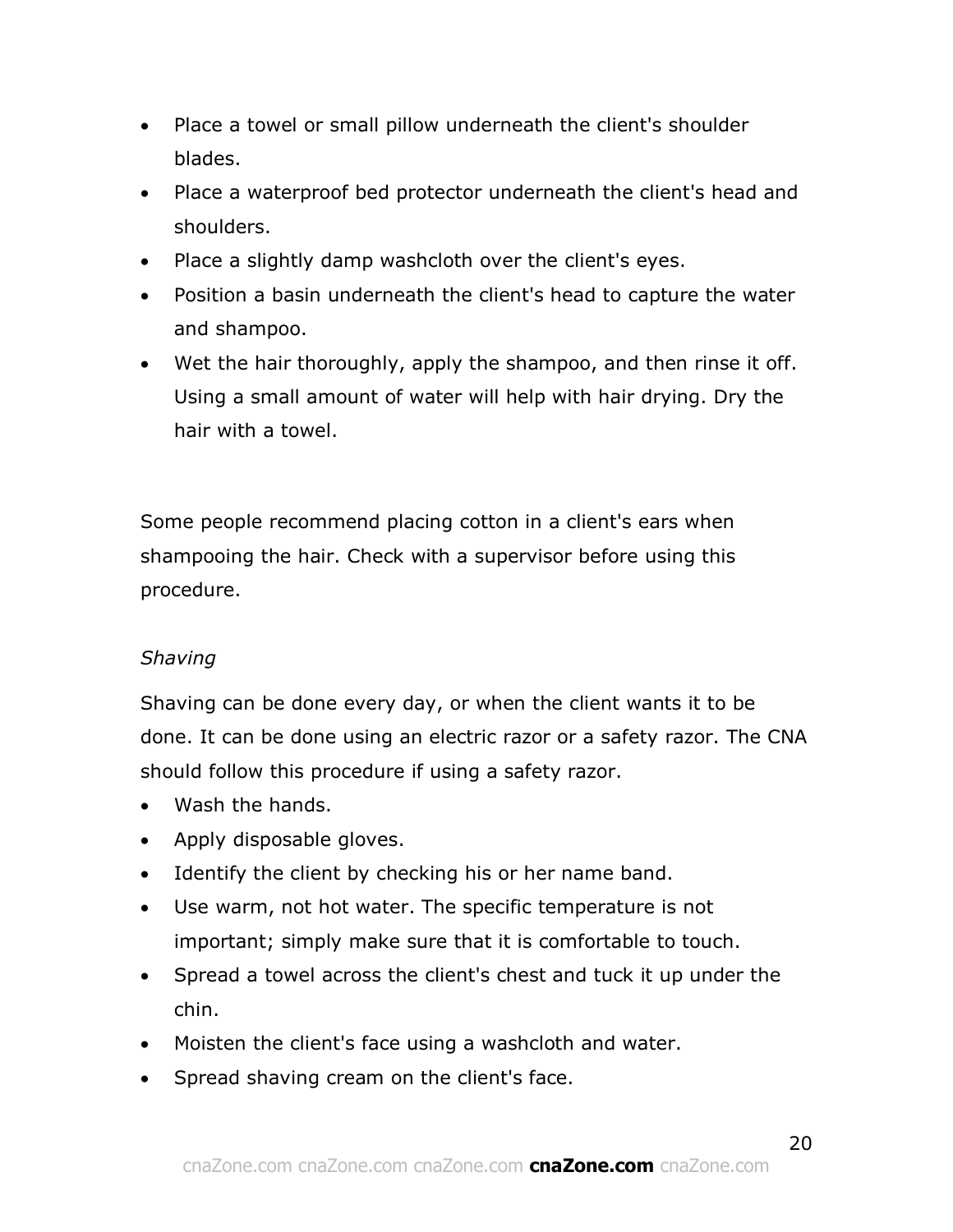- Place a towel or small pillow underneath the client's shoulder blades.
- Place a waterproof bed protector underneath the client's head and shoulders.
- Place a slightly damp washcloth over the client's eyes.
- Position a basin underneath the client's head to capture the water and shampoo.
- Wet the hair thoroughly, apply the shampoo, and then rinse it off. Using a small amount of water will help with hair drying. Dry the hair with a towel.

Some people recommend placing cotton in a client's ears when shampooing the hair. Check with a supervisor before using this procedure.

*Shaving*

Shaving can be done every day, or when the client wants it to be done. It can be done using an electric razor or a safety razor. The CNA should follow this procedure if using a safety razor.

- Wash the hands.
- Apply disposable gloves.
- Identify the client by checking his or her name band.
- Use warm, not hot water. The specific temperature is not important; simply make sure that it is comfortable to touch.
- Spread a towel across the client's chest and tuck it up under the chin.
- Moisten the client's face using a washcloth and water.
- Spread shaving cream on the client's face.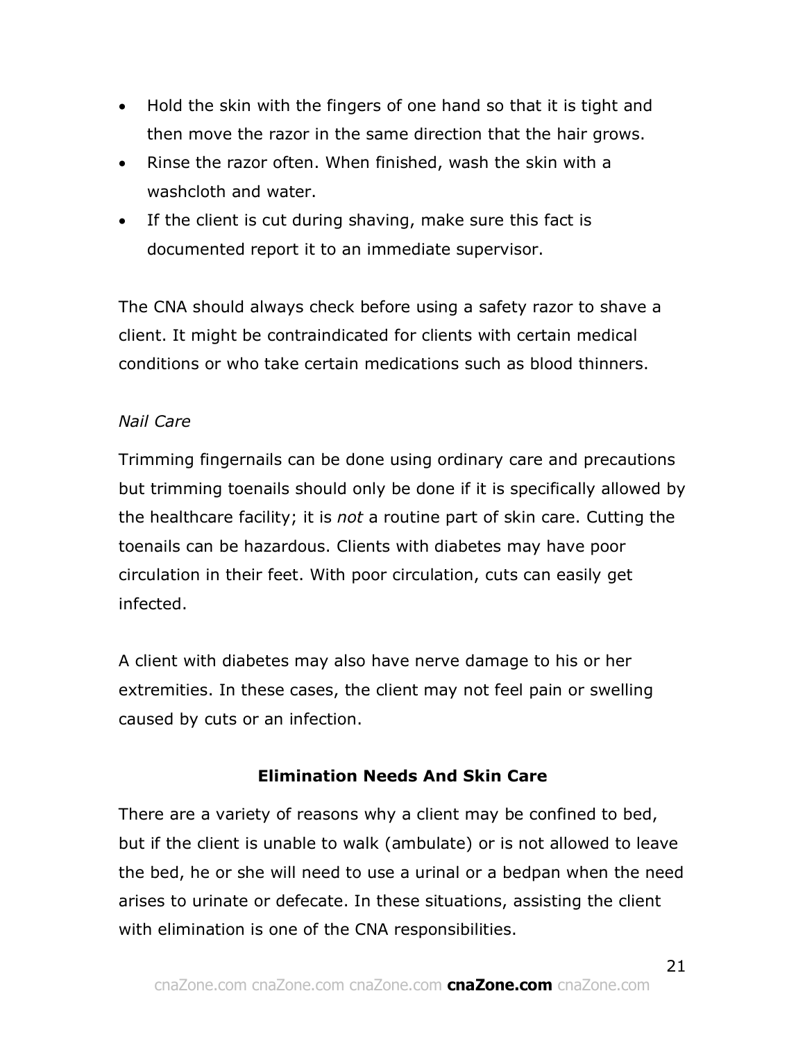- Hold the skin with the fingers of one hand so that it is tight and then move the razor in the same direction that the hair grows.
- Rinse the razor often. When finished, wash the skin with a washcloth and water.
- If the client is cut during shaving, make sure this fact is documented report it to an immediate supervisor.

The CNA should always check before using a safety razor to shave a client. It might be contraindicated for clients with certain medical conditions or who take certain medications such as blood thinners.

*Nail Care*

Trimming fingernails can be done using ordinary care and precautions but trimming toenails should only be done if it is specifically allowed by the healthcare facility; it is *not* a routine part of skin care. Cutting the toenails can be hazardous. Clients with diabetes may have poor circulation in their feet. With poor circulation, cuts can easily get infected.

A client with diabetes may also have nerve damage to his or her extremities. In these cases, the client may not feel pain or swelling caused by cuts or an infection.

## Elimination Needs And Skin Care

There are a variety of reasons why a client may be confined to bed, but if the client is unable to walk (ambulate) or is not allowed to leave the bed, he or she will need to use a urinal or a bedpan when the need arises to urinate or defecate. In these situations, assisting the client with elimination is one of the CNA responsibilities.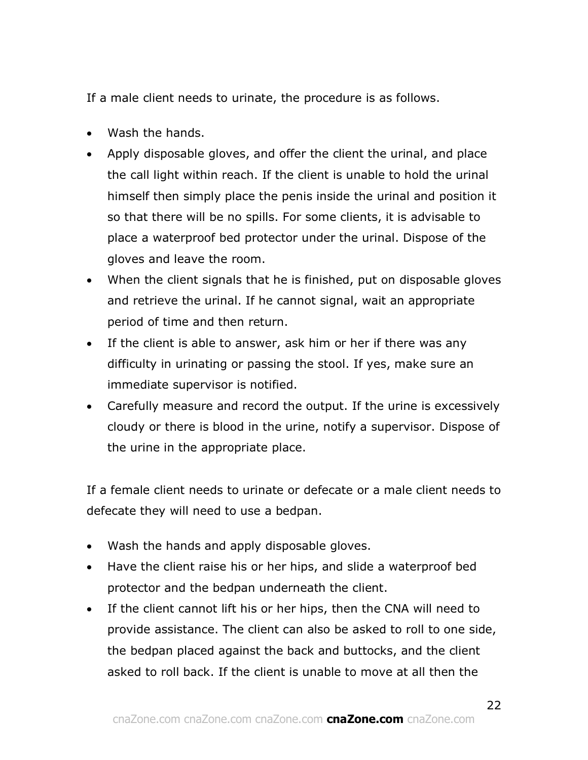If a male client needs to urinate, the procedure is as follows.

- Wash the hands.
- Apply disposable gloves, and offer the client the urinal, and place the call light within reach. If the client is unable to hold the urinal himself then simply place the penis inside the urinal and position it so that there will be no spills. For some clients, it is advisable to place a waterproof bed protector under the urinal. Dispose of the gloves and leave the room.
- When the client signals that he is finished, put on disposable gloves and retrieve the urinal. If he cannot signal, wait an appropriate period of time and then return.
- If the client is able to answer, ask him or her if there was any difficulty in urinating or passing the stool. If yes, make sure an immediate supervisor is notified.
- Carefully measure and record the output. If the urine is excessively cloudy or there is blood in the urine, notify a supervisor. Dispose of the urine in the appropriate place.

If a female client needs to urinate or defecate or a male client needs to defecate they will need to use a bedpan.

- Wash the hands and apply disposable gloves.
- Have the client raise his or her hips, and slide a waterproof bed protector and the bedpan underneath the client.
- If the client cannot lift his or her hips, then the CNA will need to provide assistance. The client can also be asked to roll to one side, the bedpan placed against the back and buttocks, and the client asked to roll back. If the client is unable to move at all then the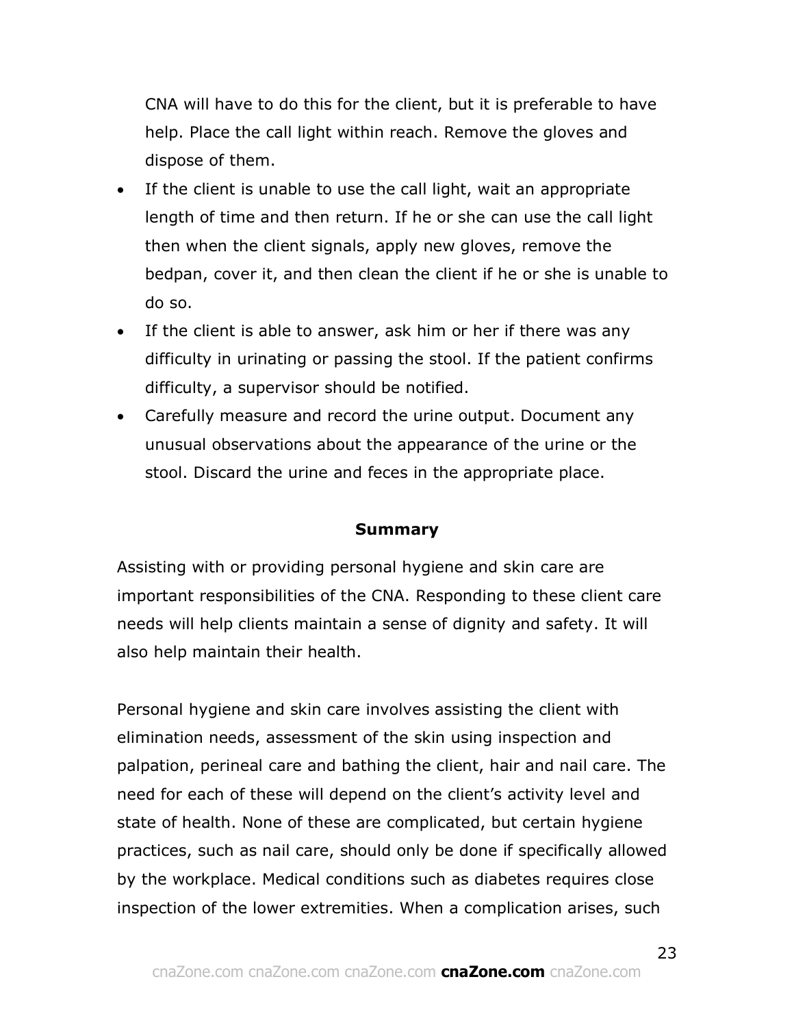CNA will have to do this for the client, but it is preferable to have help. Place the call light within reach. Remove the gloves and dispose of them.

- If the client is unable to use the call light, wait an appropriate length of time and then return. If he or she can use the call light then when the client signals, apply new gloves, remove the bedpan, cover it, and then clean the client if he or she is unable to do so.
- If the client is able to answer, ask him or her if there was any difficulty in urinating or passing the stool. If the patient confirms difficulty, a supervisor should be notified.
- Carefully measure and record the urine output. Document any unusual observations about the appearance of the urine or the stool. Discard the urine and feces in the appropriate place.

## Summary

Assisting with or providing personal hygiene and skin care are important responsibilities of the CNA. Responding to these client care needs will help clients maintain a sense of dignity and safety. It will also help maintain their health.

Personal hygiene and skin care involves assisting the client with elimination needs, assessment of the skin using inspection and palpation, perineal care and bathing the client, hair and nail care. The need for each of these will depend on the client's activity level and state of health. None of these are complicated, but certain hygiene practices, such as nail care, should only be done if specifically allowed by the workplace. Medical conditions such as diabetes requires close inspection of the lower extremities. When a complication arises, such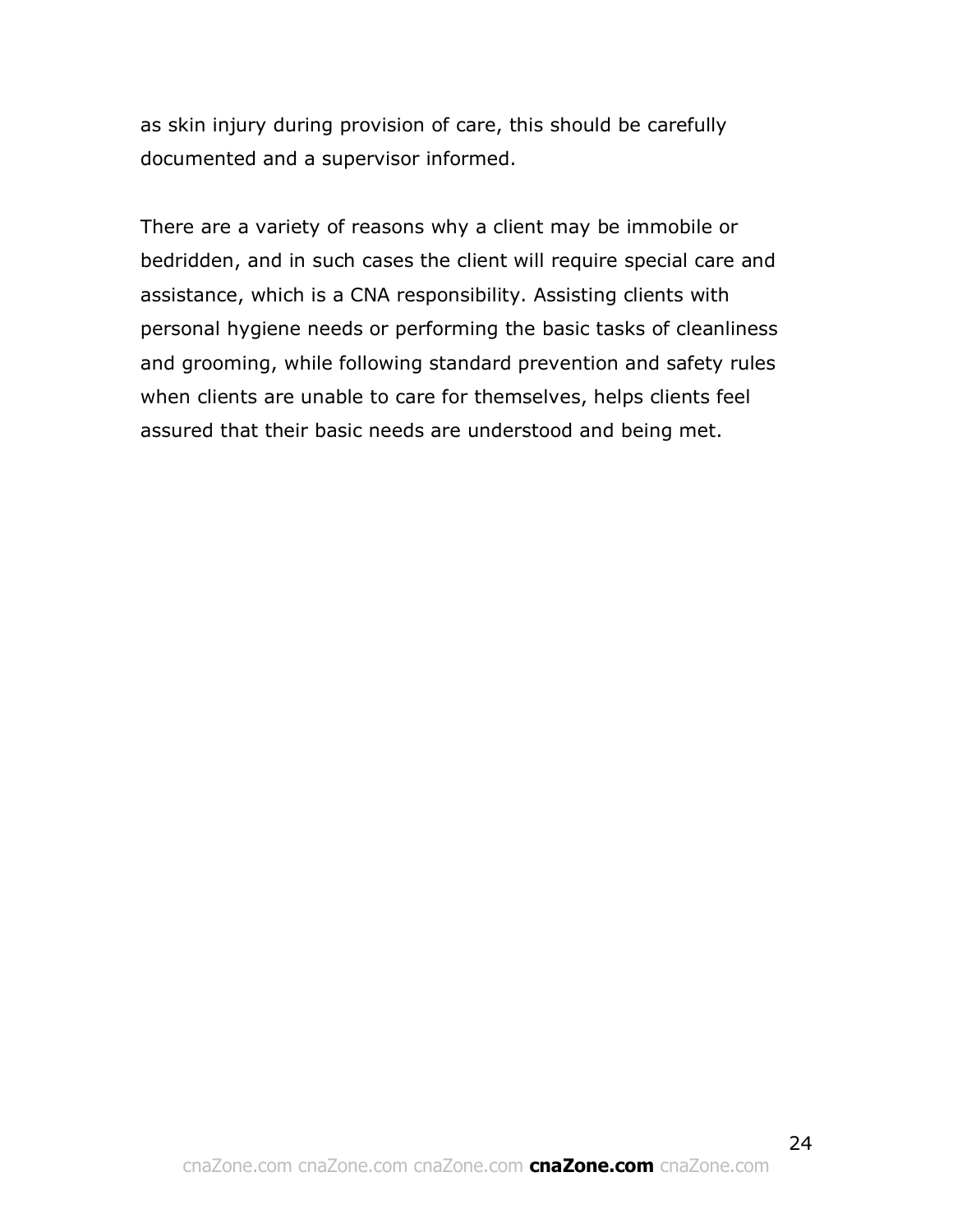as skin injury during provision of care, this should be carefully documented and a supervisor informed.

There are a variety of reasons why a client may be immobile or bedridden, and in such cases the client will require special care and assistance, which is a CNA responsibility. Assisting clients with personal hygiene needs or performing the basic tasks of cleanliness and grooming, while following standard prevention and safety rules when clients are unable to care for themselves, helps clients feel assured that their basic needs are understood and being met.